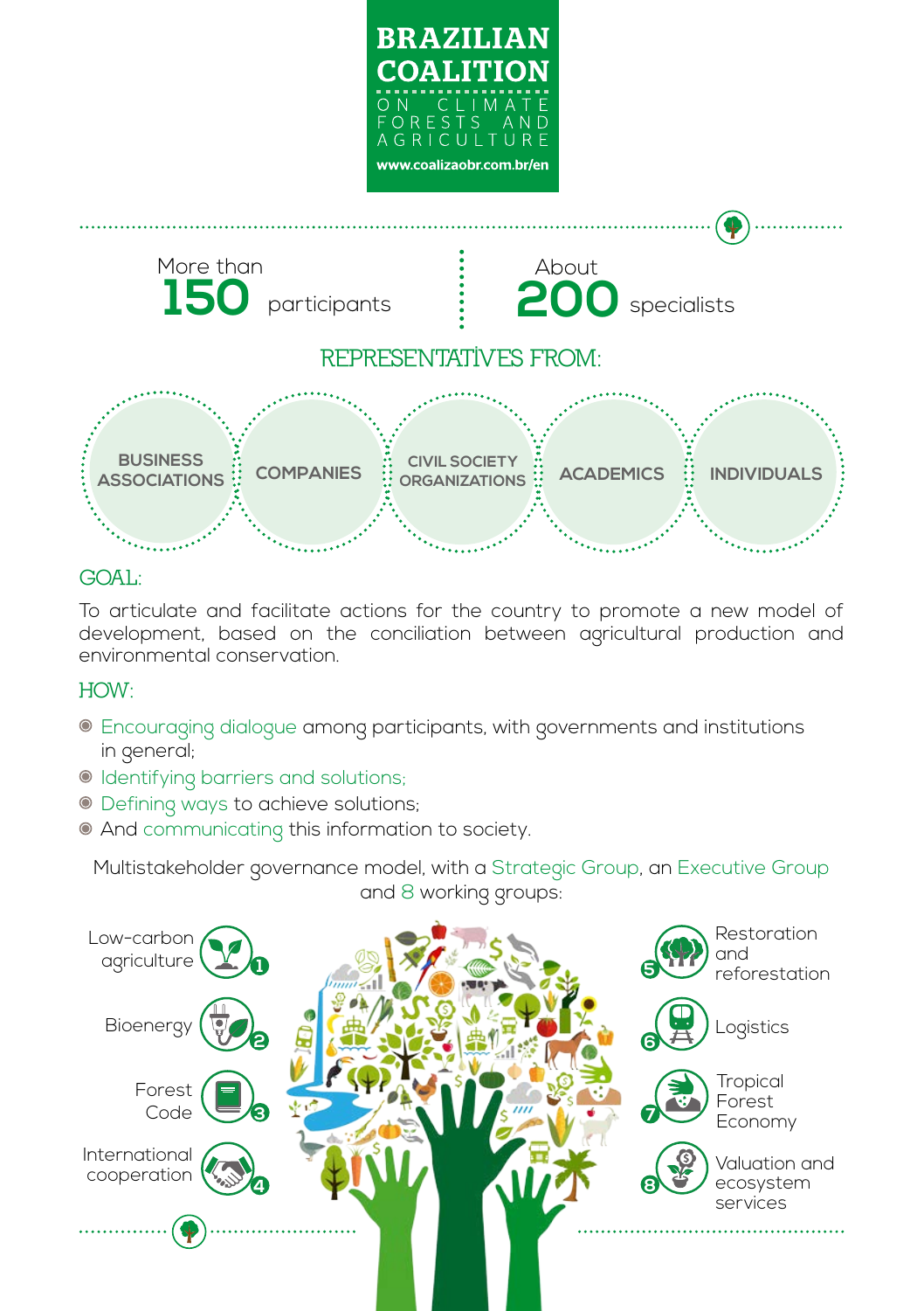# BRAZILIAN COALITION

ON CLIMATE FORESTS AND AGRICULTURE

www.coalizaobr.com.br/en

More than **150** participants

About **200** specialists

## REPRESENTATIVES FROM:

- BUSINESS ASSOCIATIONS
- COMPANIES
- CIVIL SOCIETY ORGANIZATIONS
- ACADEMICS
- INDIVIDUALS

## GOAL:

To articulate and facilitate actions for the country to promote a new model of development, based on the conciliation between agricultural production and environmental conservation.

## HOW:

- Encouraging dialogue among participants, with governments and institutions in general;
- Identifying barriers and solutions;
- Defining ways to achieve solutions;
- And communicating this information to society.

Multistakeholder governance model, with a Strategic Group, an Executive Group and 8 working groups:

1. Low-carbon agriculture
2. Bioenergy
3. Forest Code
4. International cooperation
5. Restoration and reforestation
6. Logistics
7. Tropical Forest Economy
8. Valuation and ecosystem services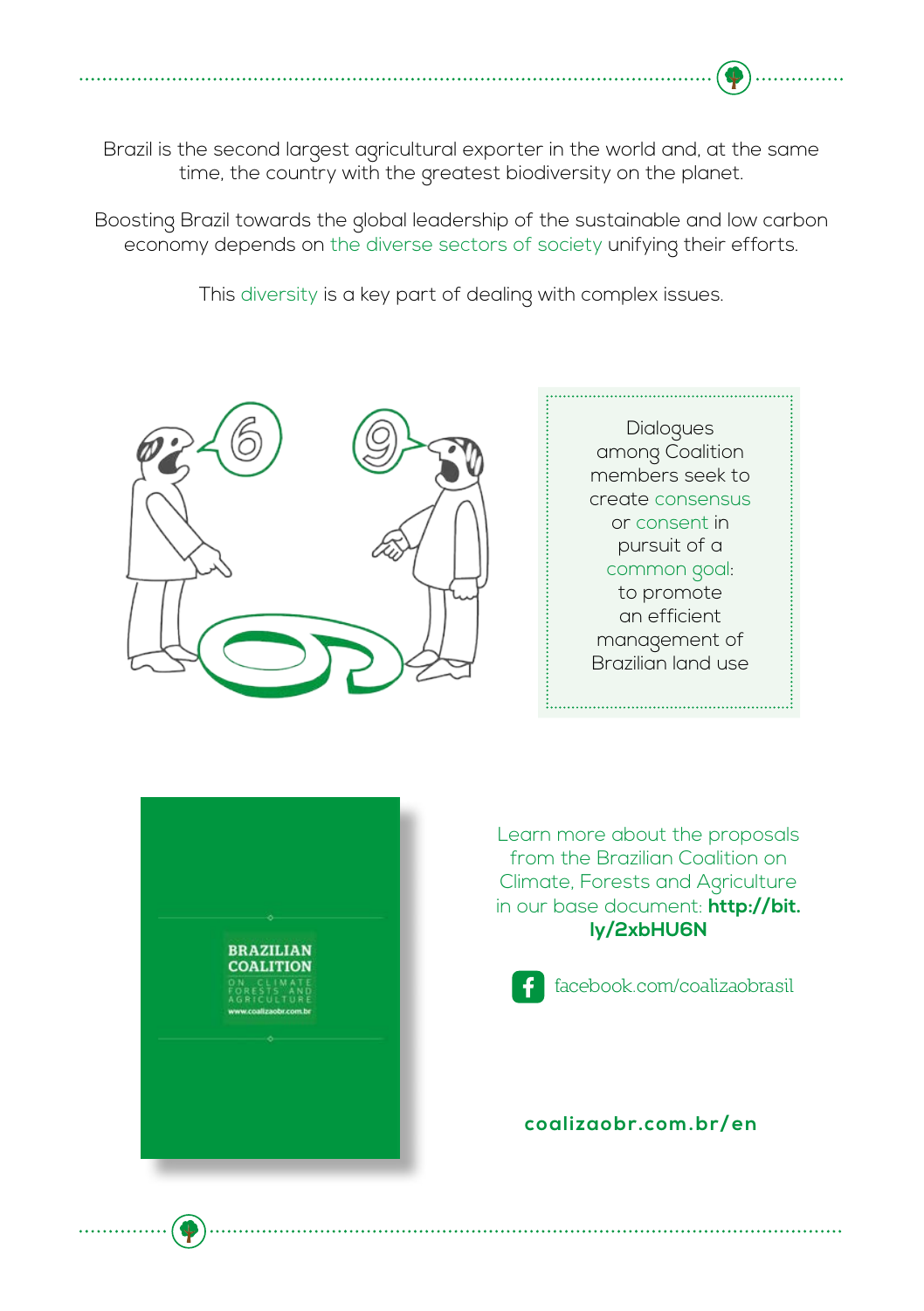Brazil is the second largest agricultural exporter in the world and, at the same time, the country with the greatest biodiversity on the planet.

Boosting Brazil towards the global leadership of the sustainable and low carbon economy depends on the diverse sectors of society unifying their efforts.

This diversity is a key part of dealing with complex issues.

Dialogues among Coalition members seek to create consensus or consent in pursuit of a common goal: to promote an efficient management of Brazilian land use

BRAZILIAN COALITION ON CLIMATE FORESTS AND AGRICULTURE
www.coalizaobr.com.br

Learn more about the proposals from the Brazilian Coalition on Climate, Forests and Agriculture in our base document: **http://bit.ly/2xbHU6N**

facebook.com/coalizaobrasil

**coalizaobr.com.br/en**